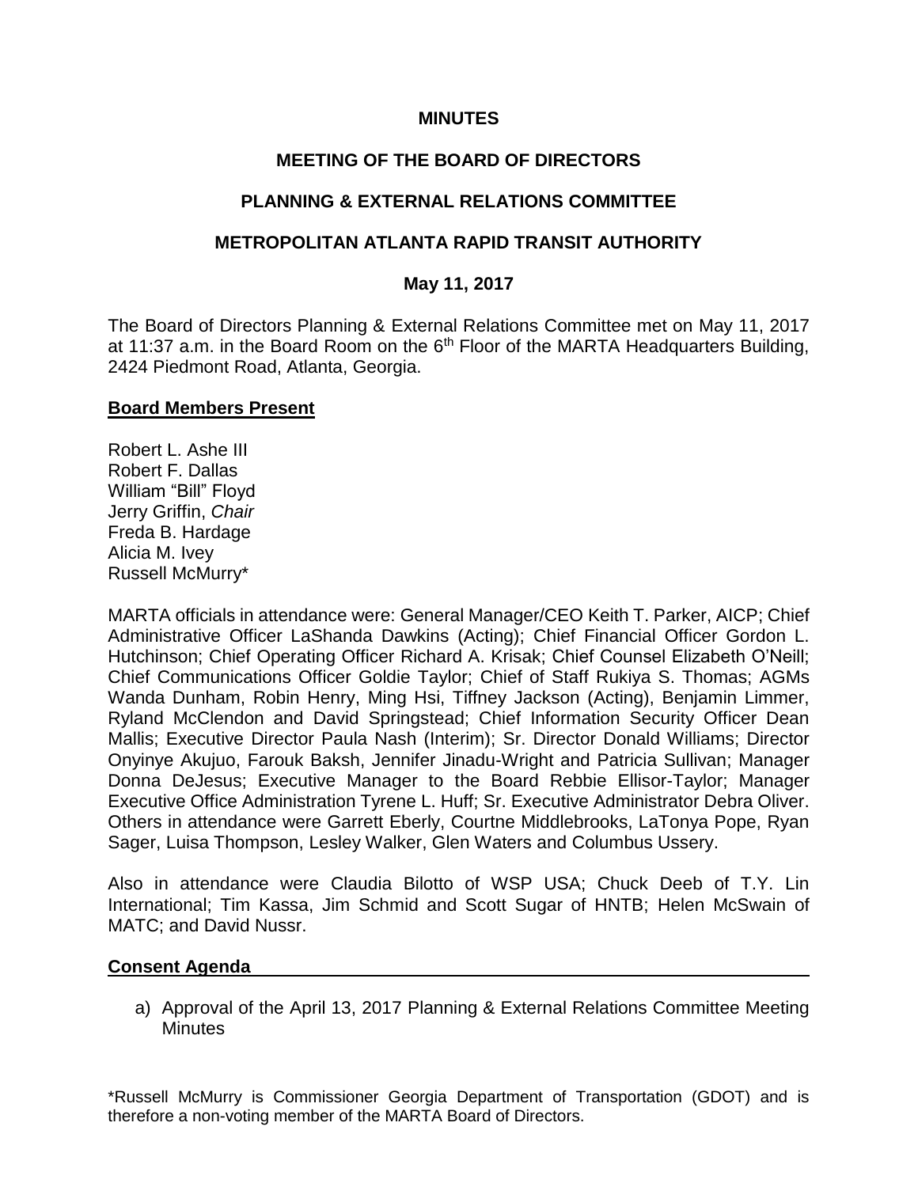**MINUTES**

**MEETING OF THE BOARD OF DIRECTORS**

**PLANNING & EXTERNAL RELATIONS COMMITTEE**

**METROPOLITAN ATLANTA RAPID TRANSIT AUTHORITY**

**May 11, 2017**

The Board of Directors Planning & External Relations Committee met on May 11, 2017 at 11:37 a.m. in the Board Room on the 6th Floor of the MARTA Headquarters Building, 2424 Piedmont Road, Atlanta, Georgia.

**Board Members Present**

Robert L. Ashe III
Robert F. Dallas
William "Bill" Floyd
Jerry Griffin, *Chair*
Freda B. Hardage
Alicia M. Ivey
Russell McMurry*

MARTA officials in attendance were: General Manager/CEO Keith T. Parker, AICP; Chief Administrative Officer LaShanda Dawkins (Acting); Chief Financial Officer Gordon L. Hutchinson; Chief Operating Officer Richard A. Krisak; Chief Counsel Elizabeth O'Neill; Chief Communications Officer Goldie Taylor; Chief of Staff Rukiya S. Thomas; AGMs Wanda Dunham, Robin Henry, Ming Hsi, Tiffney Jackson (Acting), Benjamin Limmer, Ryland McClendon and David Springstead; Chief Information Security Officer Dean Mallis; Executive Director Paula Nash (Interim); Sr. Director Donald Williams; Director Onyinye Akujuo, Farouk Baksh, Jennifer Jinadu-Wright and Patricia Sullivan; Manager Donna DeJesus; Executive Manager to the Board Rebbie Ellisor-Taylor; Manager Executive Office Administration Tyrene L. Huff; Sr. Executive Administrator Debra Oliver. Others in attendance were Garrett Eberly, Courtne Middlebrooks, LaTonya Pope, Ryan Sager, Luisa Thompson, Lesley Walker, Glen Waters and Columbus Ussery.

Also in attendance were Claudia Bilotto of WSP USA; Chuck Deeb of T.Y. Lin International; Tim Kassa, Jim Schmid and Scott Sugar of HNTB; Helen McSwain of MATC; and David Nussr.

**Consent Agenda**

a) Approval of the April 13, 2017 Planning & External Relations Committee Meeting Minutes

*Russell McMurry is Commissioner Georgia Department of Transportation (GDOT) and is therefore a non-voting member of the MARTA Board of Directors.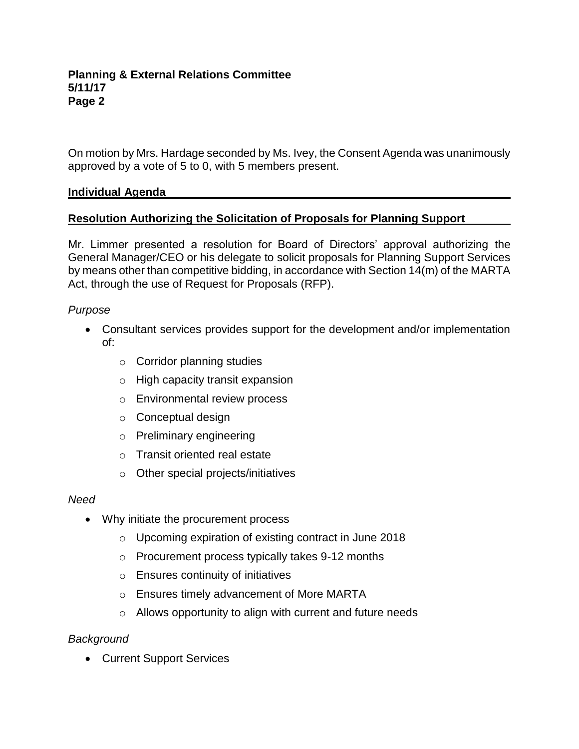On motion by Mrs. Hardage seconded by Ms. Ivey, the Consent Agenda was unanimously approved by a vote of 5 to 0, with 5 members present.

## Individual Agenda

### Resolution Authorizing the Solicitation of Proposals for Planning Support

Mr. Limmer presented a resolution for Board of Directors' approval authorizing the General Manager/CEO or his delegate to solicit proposals for Planning Support Services by means other than competitive bidding, in accordance with Section 14(m) of the MARTA Act, through the use of Request for Proposals (RFP).

*Purpose*

- Consultant services provides support for the development and/or implementation of:
  - Corridor planning studies
  - High capacity transit expansion
  - Environmental review process
  - Conceptual design
  - Preliminary engineering
  - Transit oriented real estate
  - Other special projects/initiatives

*Need*

- Why initiate the procurement process
  - Upcoming expiration of existing contract in June 2018
  - Procurement process typically takes 9-12 months
  - Ensures continuity of initiatives
  - Ensures timely advancement of More MARTA
  - Allows opportunity to align with current and future needs

*Background*

- Current Support Services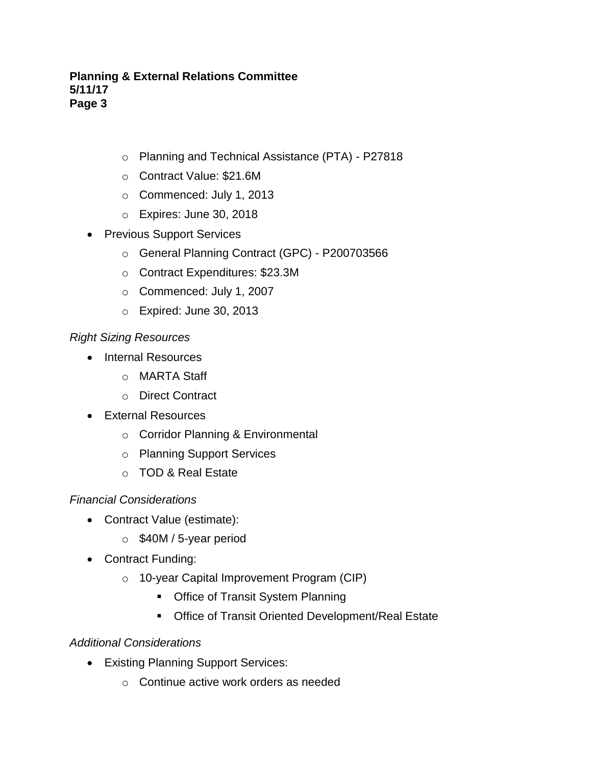- Planning and Technical Assistance (PTA) - P27818
    - Contract Value: $21.6M
    - Commenced: July 1, 2013
    - Expires: June 30, 2018
- Previous Support Services
    - General Planning Contract (GPC) - P200703566
    - Contract Expenditures: $23.3M
    - Commenced: July 1, 2007
    - Expired: June 30, 2013

*Right Sizing Resources*

- Internal Resources
    - MARTA Staff
    - Direct Contract
- External Resources
    - Corridor Planning & Environmental
    - Planning Support Services
    - TOD & Real Estate

*Financial Considerations*

- Contract Value (estimate):
    - $40M / 5-year period
- Contract Funding:
    - 10-year Capital Improvement Program (CIP)
        - Office of Transit System Planning
        - Office of Transit Oriented Development/Real Estate

*Additional Considerations*

- Existing Planning Support Services:
    - Continue active work orders as needed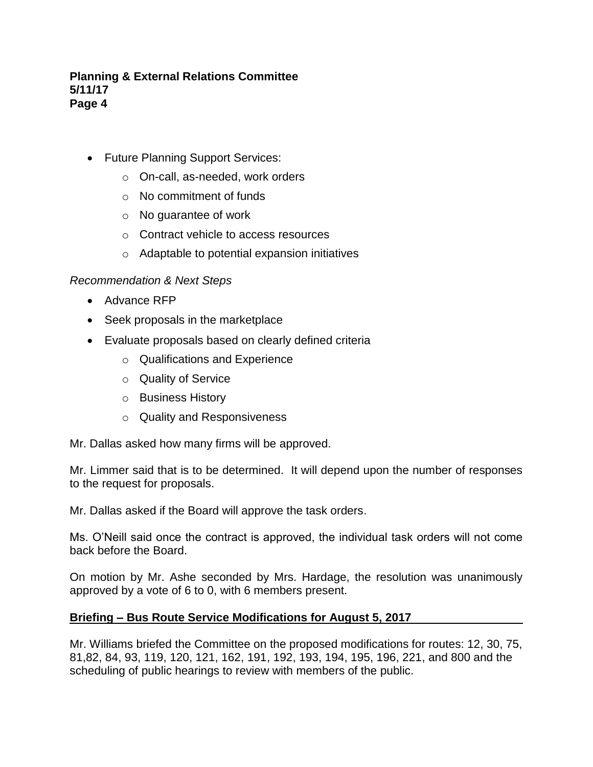- Future Planning Support Services:
  - On-call, as-needed, work orders
  - No commitment of funds
  - No guarantee of work
  - Contract vehicle to access resources
  - Adaptable to potential expansion initiatives

*Recommendation & Next Steps*

- Advance RFP
- Seek proposals in the marketplace
- Evaluate proposals based on clearly defined criteria
  - Qualifications and Experience
  - Quality of Service
  - Business History
  - Quality and Responsiveness

Mr. Dallas asked how many firms will be approved.

Mr. Limmer said that is to be determined. It will depend upon the number of responses to the request for proposals.

Mr. Dallas asked if the Board will approve the task orders.

Ms. O'Neill said once the contract is approved, the individual task orders will not come back before the Board.

On motion by Mr. Ashe seconded by Mrs. Hardage, the resolution was unanimously approved by a vote of 6 to 0, with 6 members present.

## Briefing – Bus Route Service Modifications for August 5, 2017

Mr. Williams briefed the Committee on the proposed modifications for routes: 12, 30, 75, 81,82, 84, 93, 119, 120, 121, 162, 191, 192, 193, 194, 195, 196, 221, and 800 and the scheduling of public hearings to review with members of the public.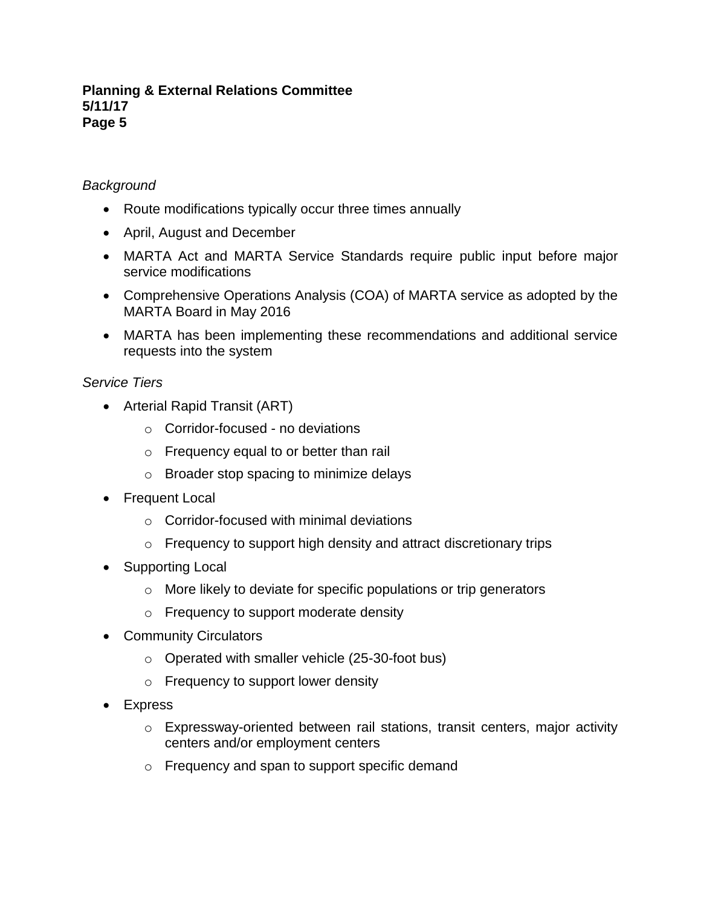*Background*

- Route modifications typically occur three times annually
- April, August and December
- MARTA Act and MARTA Service Standards require public input before major service modifications
- Comprehensive Operations Analysis (COA) of MARTA service as adopted by the MARTA Board in May 2016
- MARTA has been implementing these recommendations and additional service requests into the system

*Service Tiers*

- Arterial Rapid Transit (ART)
    - Corridor-focused - no deviations
    - Frequency equal to or better than rail
    - Broader stop spacing to minimize delays
- Frequent Local
    - Corridor-focused with minimal deviations
    - Frequency to support high density and attract discretionary trips
- Supporting Local
    - More likely to deviate for specific populations or trip generators
    - Frequency to support moderate density
- Community Circulators
    - Operated with smaller vehicle (25-30-foot bus)
    - Frequency to support lower density
- Express
    - Expressway-oriented between rail stations, transit centers, major activity centers and/or employment centers
    - Frequency and span to support specific demand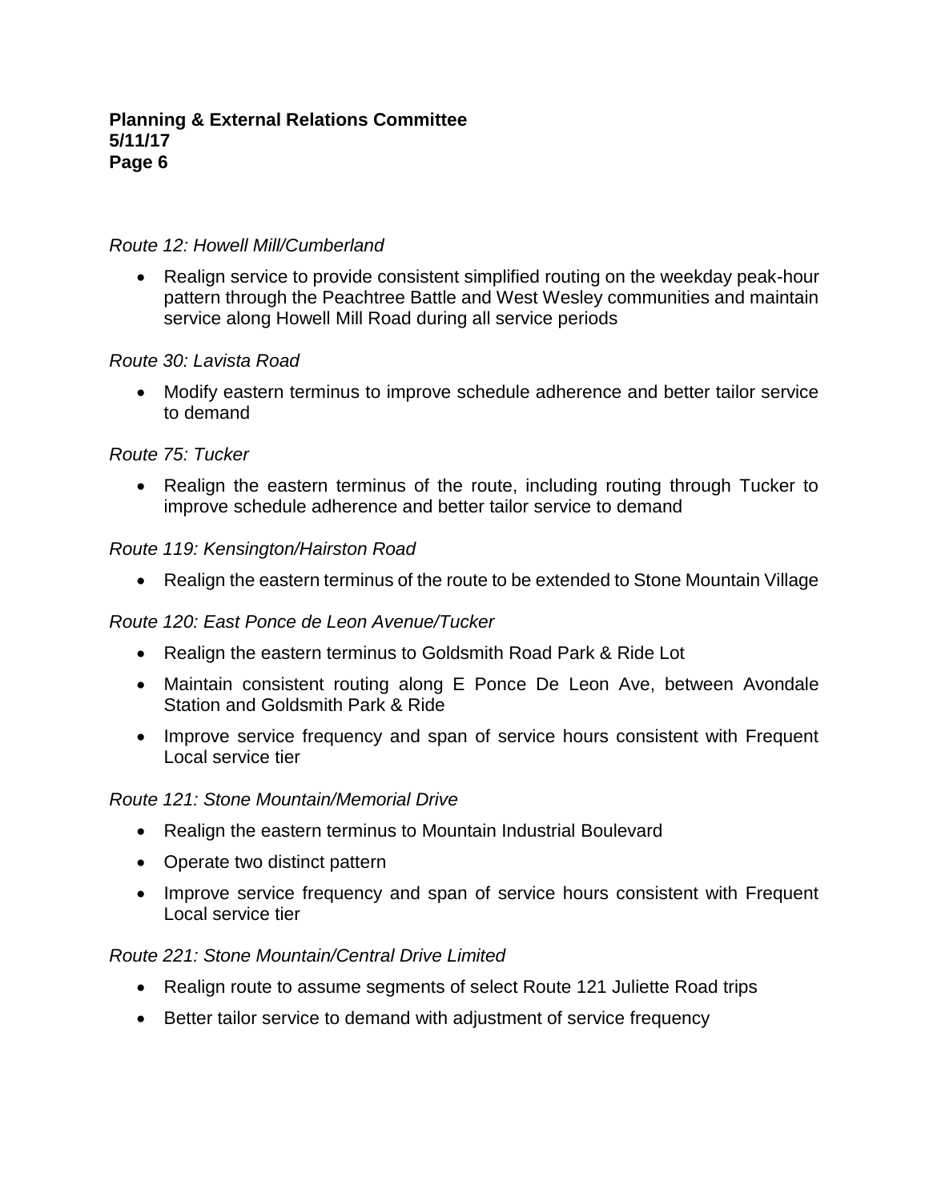*Route 12: Howell Mill/Cumberland*

- Realign service to provide consistent simplified routing on the weekday peak-hour pattern through the Peachtree Battle and West Wesley communities and maintain service along Howell Mill Road during all service periods

*Route 30: Lavista Road*

- Modify eastern terminus to improve schedule adherence and better tailor service to demand

*Route 75: Tucker*

- Realign the eastern terminus of the route, including routing through Tucker to improve schedule adherence and better tailor service to demand

*Route 119: Kensington/Hairston Road*

- Realign the eastern terminus of the route to be extended to Stone Mountain Village

*Route 120: East Ponce de Leon Avenue/Tucker*

- Realign the eastern terminus to Goldsmith Road Park & Ride Lot
- Maintain consistent routing along E Ponce De Leon Ave, between Avondale Station and Goldsmith Park & Ride
- Improve service frequency and span of service hours consistent with Frequent Local service tier

*Route 121: Stone Mountain/Memorial Drive*

- Realign the eastern terminus to Mountain Industrial Boulevard
- Operate two distinct pattern
- Improve service frequency and span of service hours consistent with Frequent Local service tier

*Route 221: Stone Mountain/Central Drive Limited*

- Realign route to assume segments of select Route 121 Juliette Road trips
- Better tailor service to demand with adjustment of service frequency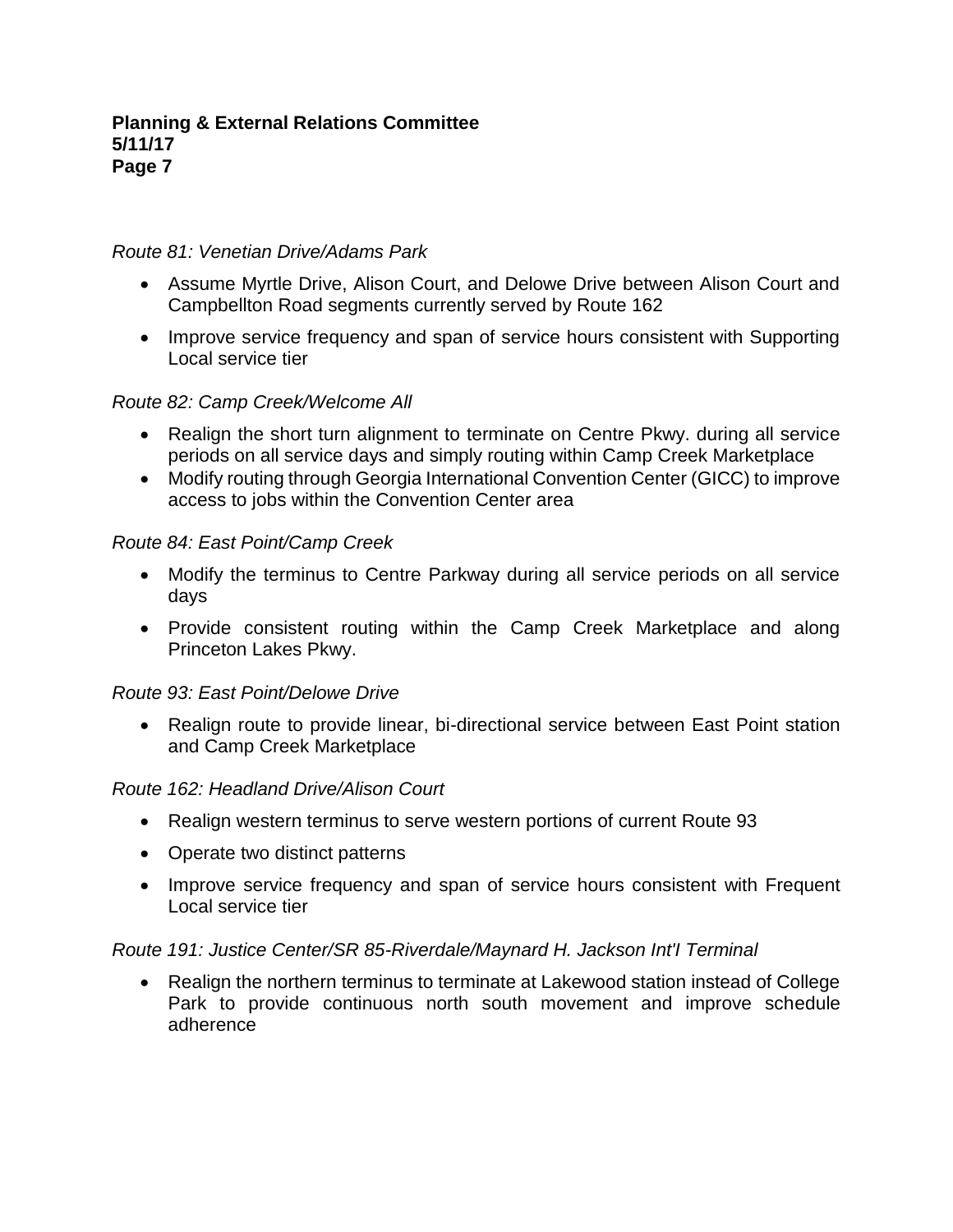*Route 81: Venetian Drive/Adams Park*

- Assume Myrtle Drive, Alison Court, and Delowe Drive between Alison Court and Campbellton Road segments currently served by Route 162
- Improve service frequency and span of service hours consistent with Supporting Local service tier

*Route 82: Camp Creek/Welcome All*

- Realign the short turn alignment to terminate on Centre Pkwy. during all service periods on all service days and simply routing within Camp Creek Marketplace
- Modify routing through Georgia International Convention Center (GICC) to improve access to jobs within the Convention Center area

*Route 84: East Point/Camp Creek*

- Modify the terminus to Centre Parkway during all service periods on all service days
- Provide consistent routing within the Camp Creek Marketplace and along Princeton Lakes Pkwy.

*Route 93: East Point/Delowe Drive*

- Realign route to provide linear, bi-directional service between East Point station and Camp Creek Marketplace

*Route 162: Headland Drive/Alison Court*

- Realign western terminus to serve western portions of current Route 93
- Operate two distinct patterns
- Improve service frequency and span of service hours consistent with Frequent Local service tier

*Route 191: Justice Center/SR 85-Riverdale/Maynard H. Jackson Int'l Terminal*

- Realign the northern terminus to terminate at Lakewood station instead of College Park to provide continuous north south movement and improve schedule adherence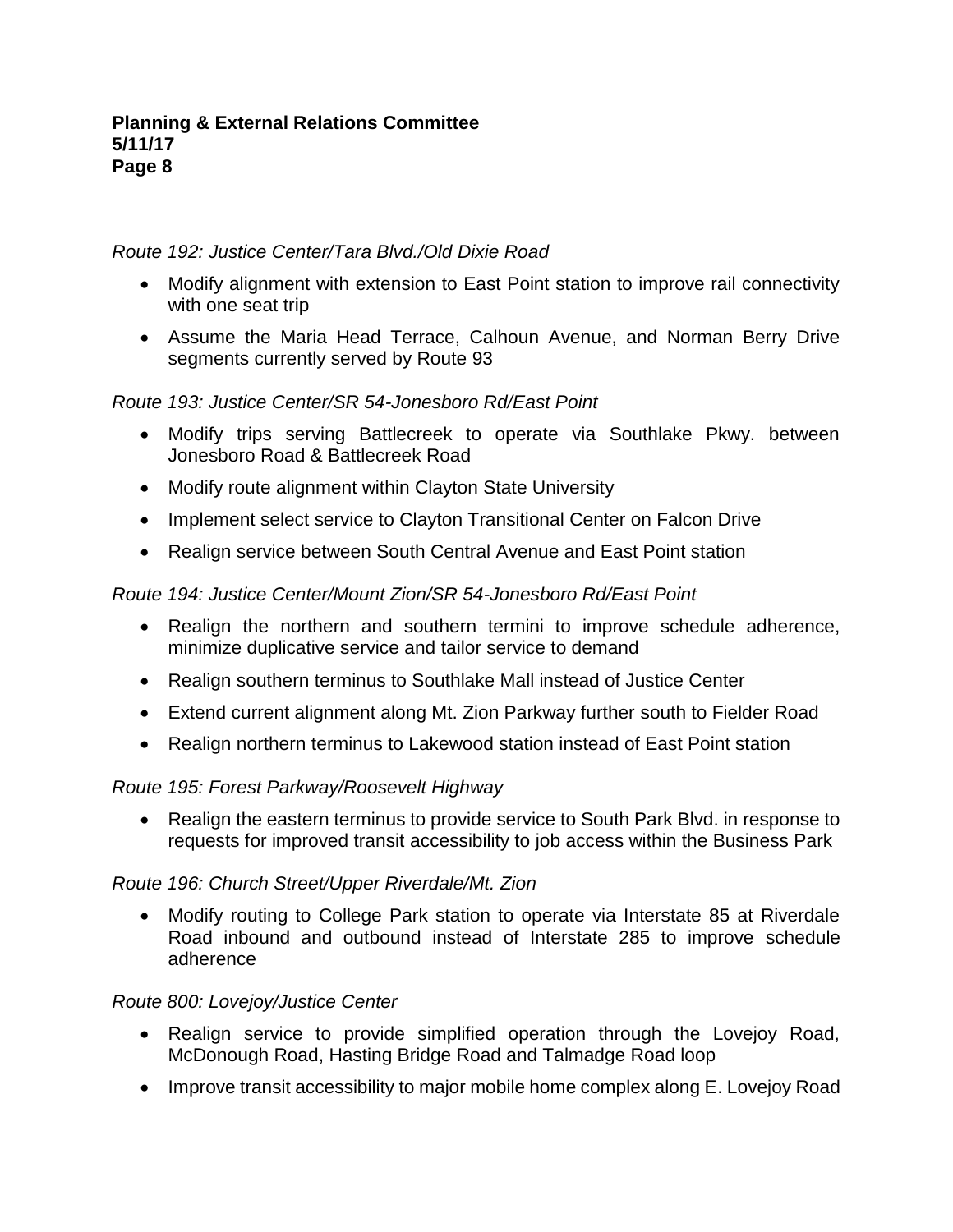*Route 192: Justice Center/Tara Blvd./Old Dixie Road*

- Modify alignment with extension to East Point station to improve rail connectivity with one seat trip
- Assume the Maria Head Terrace, Calhoun Avenue, and Norman Berry Drive segments currently served by Route 93

*Route 193: Justice Center/SR 54-Jonesboro Rd/East Point*

- Modify trips serving Battlecreek to operate via Southlake Pkwy. between Jonesboro Road & Battlecreek Road
- Modify route alignment within Clayton State University
- Implement select service to Clayton Transitional Center on Falcon Drive
- Realign service between South Central Avenue and East Point station

*Route 194: Justice Center/Mount Zion/SR 54-Jonesboro Rd/East Point*

- Realign the northern and southern termini to improve schedule adherence, minimize duplicative service and tailor service to demand
- Realign southern terminus to Southlake Mall instead of Justice Center
- Extend current alignment along Mt. Zion Parkway further south to Fielder Road
- Realign northern terminus to Lakewood station instead of East Point station

*Route 195: Forest Parkway/Roosevelt Highway*

- Realign the eastern terminus to provide service to South Park Blvd. in response to requests for improved transit accessibility to job access within the Business Park

*Route 196: Church Street/Upper Riverdale/Mt. Zion*

- Modify routing to College Park station to operate via Interstate 85 at Riverdale Road inbound and outbound instead of Interstate 285 to improve schedule adherence

*Route 800: Lovejoy/Justice Center*

- Realign service to provide simplified operation through the Lovejoy Road, McDonough Road, Hasting Bridge Road and Talmadge Road loop
- Improve transit accessibility to major mobile home complex along E. Lovejoy Road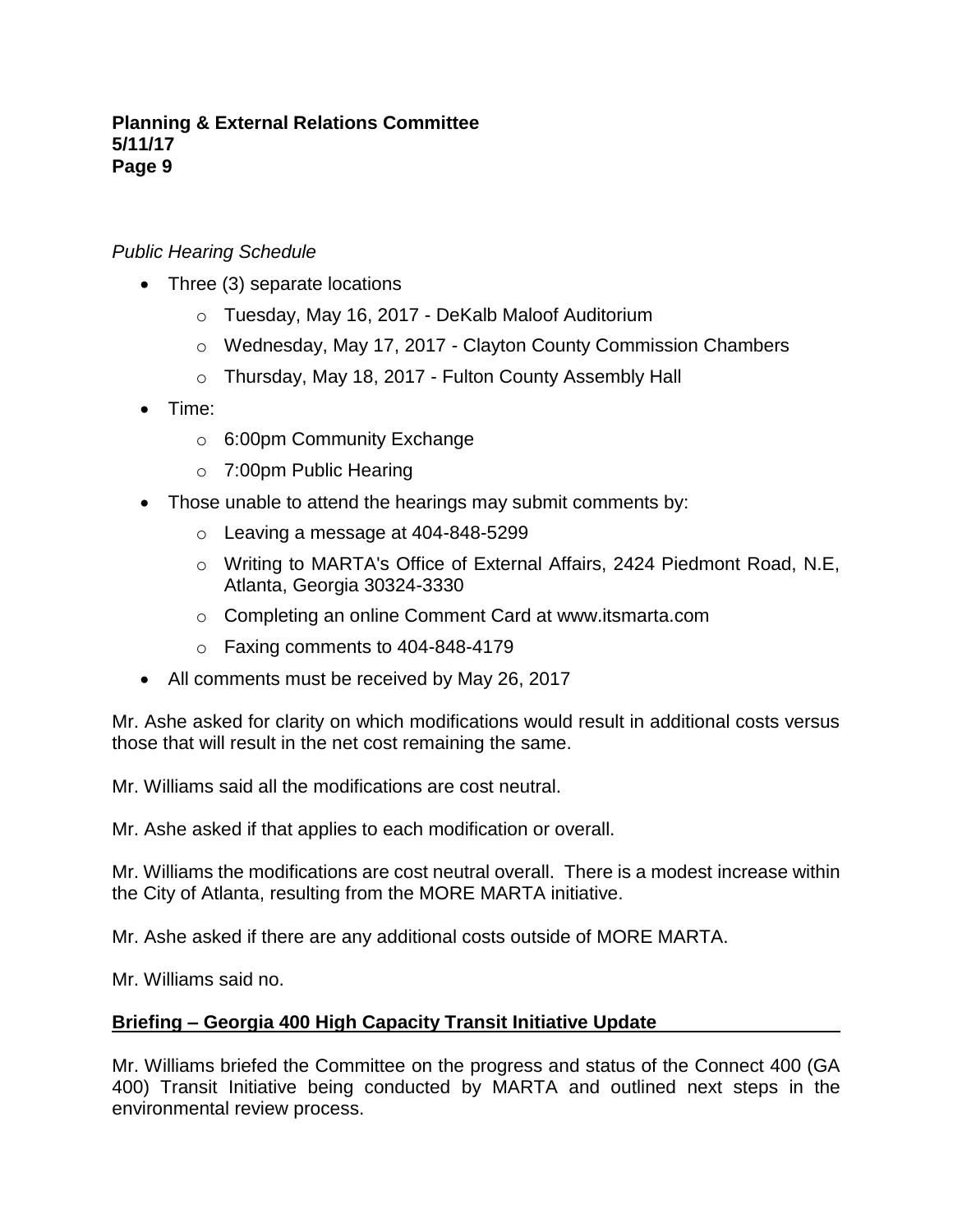*Public Hearing Schedule*

- Three (3) separate locations
  - Tuesday, May 16, 2017 - DeKalb Maloof Auditorium
  - Wednesday, May 17, 2017 - Clayton County Commission Chambers
  - Thursday, May 18, 2017 - Fulton County Assembly Hall
- Time:
  - 6:00pm Community Exchange
  - 7:00pm Public Hearing
- Those unable to attend the hearings may submit comments by:
  - Leaving a message at 404-848-5299
  - Writing to MARTA's Office of External Affairs, 2424 Piedmont Road, N.E, Atlanta, Georgia 30324-3330
  - Completing an online Comment Card at www.itsmarta.com
  - Faxing comments to 404-848-4179
- All comments must be received by May 26, 2017

Mr. Ashe asked for clarity on which modifications would result in additional costs versus those that will result in the net cost remaining the same.

Mr. Williams said all the modifications are cost neutral.

Mr. Ashe asked if that applies to each modification or overall.

Mr. Williams the modifications are cost neutral overall. There is a modest increase within the City of Atlanta, resulting from the MORE MARTA initiative.

Mr. Ashe asked if there are any additional costs outside of MORE MARTA.

Mr. Williams said no.

**<u>Briefing – Georgia 400 High Capacity Transit Initiative Update</u>**

Mr. Williams briefed the Committee on the progress and status of the Connect 400 (GA 400) Transit Initiative being conducted by MARTA and outlined next steps in the environmental review process.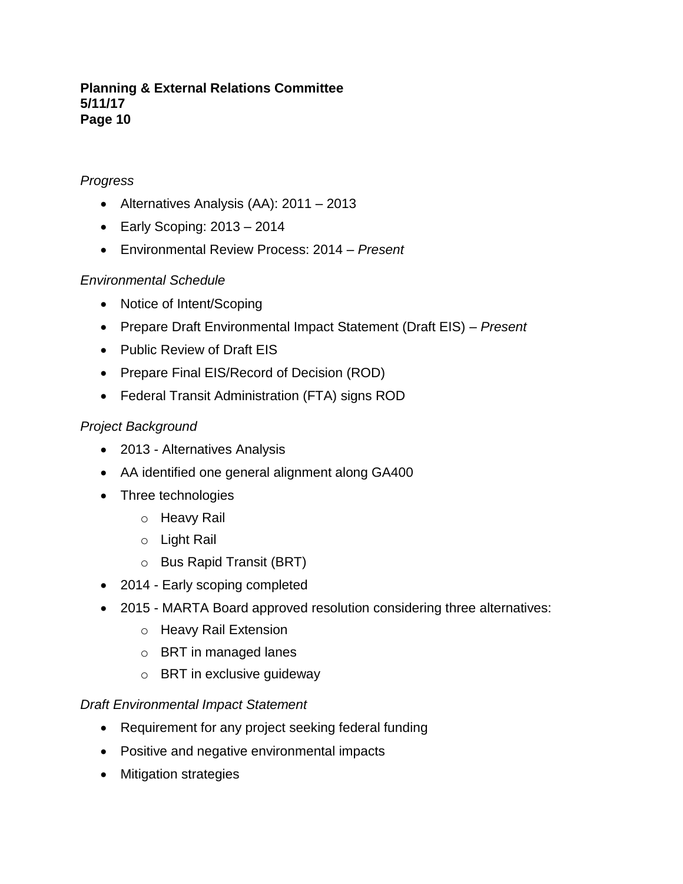*Progress*

- Alternatives Analysis (AA): 2011 – 2013
- Early Scoping: 2013 – 2014
- Environmental Review Process: 2014 – *Present*

*Environmental Schedule*

- Notice of Intent/Scoping
- Prepare Draft Environmental Impact Statement (Draft EIS) – *Present*
- Public Review of Draft EIS
- Prepare Final EIS/Record of Decision (ROD)
- Federal Transit Administration (FTA) signs ROD

*Project Background*

- 2013 - Alternatives Analysis
- AA identified one general alignment along GA400
- Three technologies
    - Heavy Rail
    - Light Rail
    - Bus Rapid Transit (BRT)
- 2014 - Early scoping completed
- 2015 - MARTA Board approved resolution considering three alternatives:
    - Heavy Rail Extension
    - BRT in managed lanes
    - BRT in exclusive guideway

*Draft Environmental Impact Statement*

- Requirement for any project seeking federal funding
- Positive and negative environmental impacts
- Mitigation strategies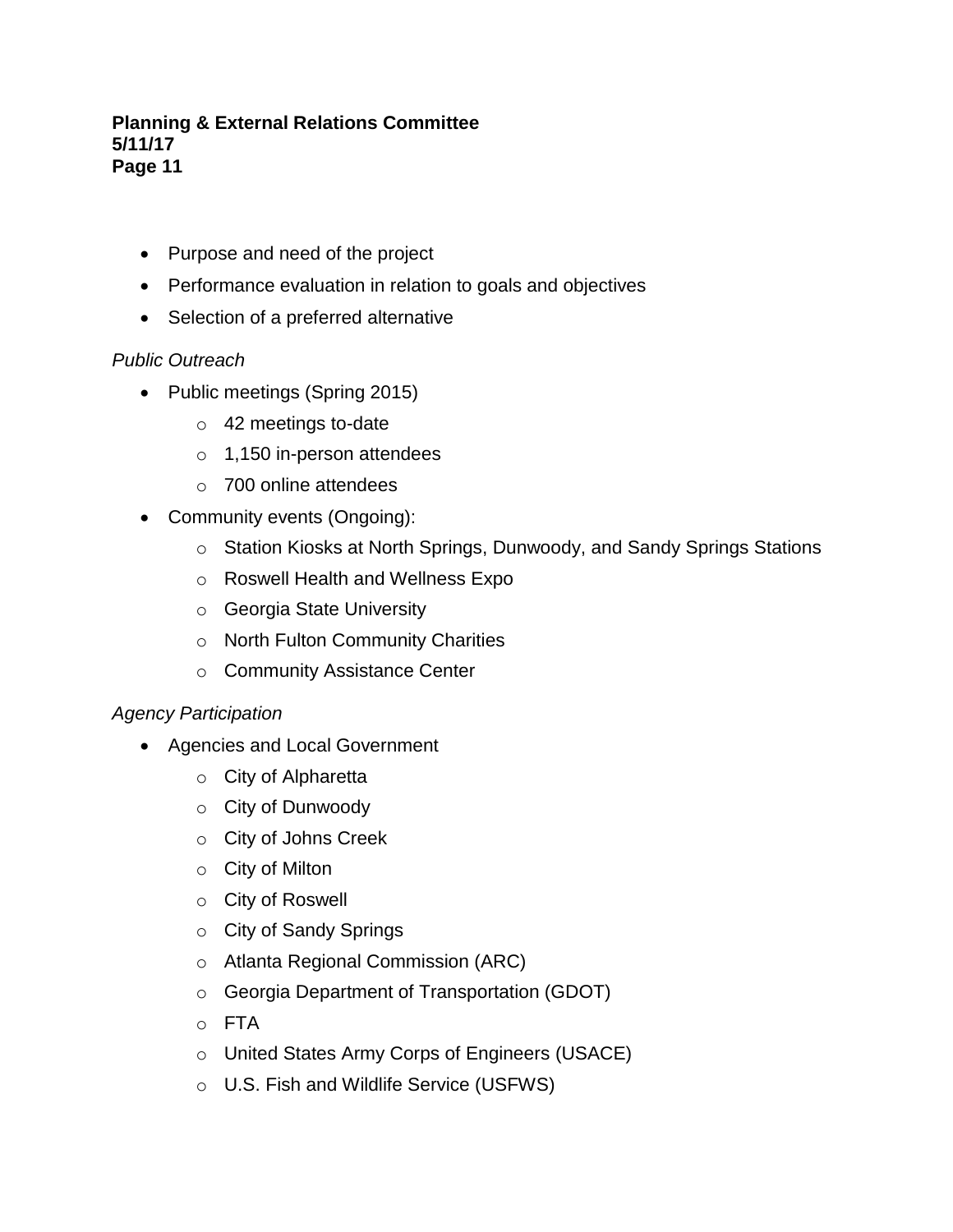- Purpose and need of the project
- Performance evaluation in relation to goals and objectives
- Selection of a preferred alternative

*Public Outreach*

- Public meetings (Spring 2015)
  - 42 meetings to-date
  - 1,150 in-person attendees
  - 700 online attendees
- Community events (Ongoing):
  - Station Kiosks at North Springs, Dunwoody, and Sandy Springs Stations
  - Roswell Health and Wellness Expo
  - Georgia State University
  - North Fulton Community Charities
  - Community Assistance Center

*Agency Participation*

- Agencies and Local Government
  - City of Alpharetta
  - City of Dunwoody
  - City of Johns Creek
  - City of Milton
  - City of Roswell
  - City of Sandy Springs
  - Atlanta Regional Commission (ARC)
  - Georgia Department of Transportation (GDOT)
  - FTA
  - United States Army Corps of Engineers (USACE)
  - U.S. Fish and Wildlife Service (USFWS)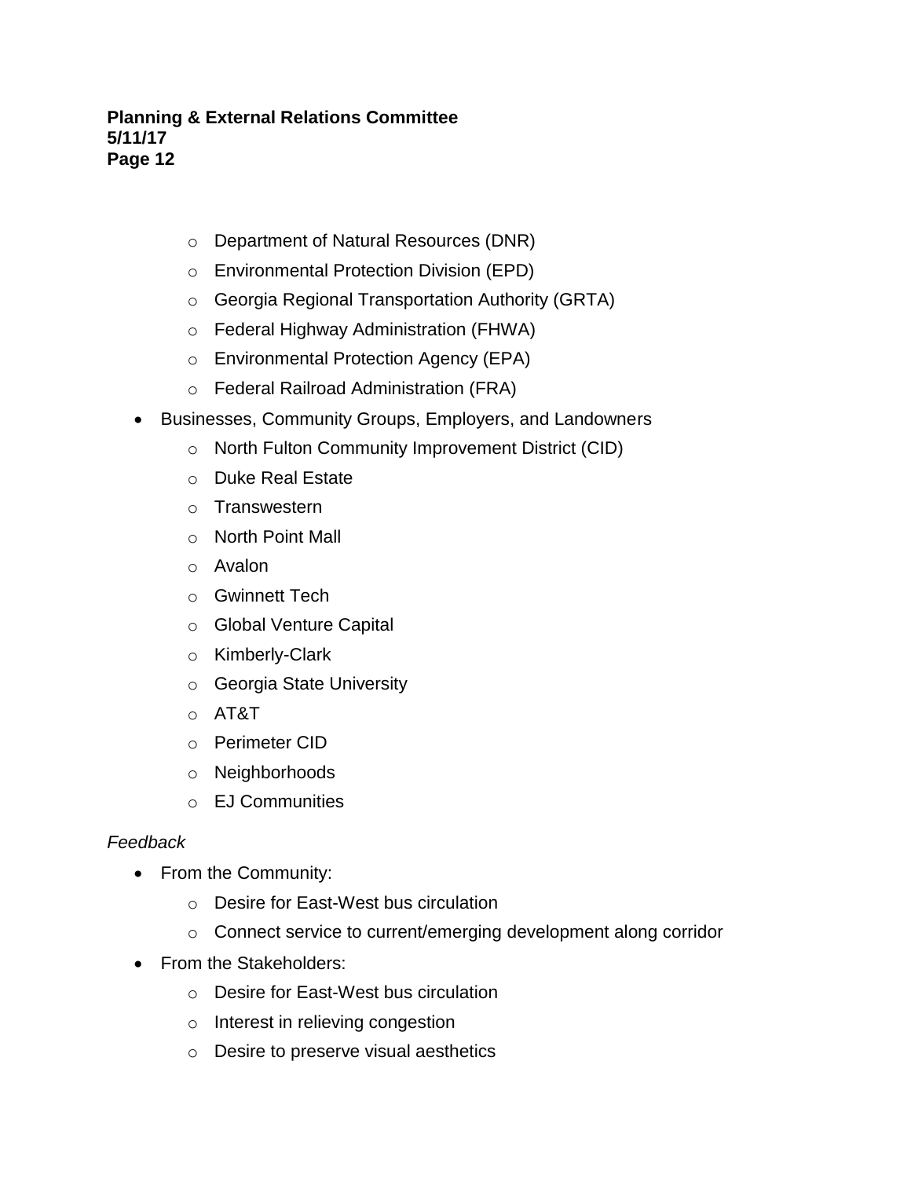- Department of Natural Resources (DNR)
  - Environmental Protection Division (EPD)
  - Georgia Regional Transportation Authority (GRTA)
  - Federal Highway Administration (FHWA)
  - Environmental Protection Agency (EPA)
  - Federal Railroad Administration (FRA)
- Businesses, Community Groups, Employers, and Landowners
  - North Fulton Community Improvement District (CID)
  - Duke Real Estate
  - Transwestern
  - North Point Mall
  - Avalon
  - Gwinnett Tech
  - Global Venture Capital
  - Kimberly-Clark
  - Georgia State University
  - AT&T
  - Perimeter CID
  - Neighborhoods
  - EJ Communities

*Feedback*

- From the Community:
  - Desire for East-West bus circulation
  - Connect service to current/emerging development along corridor
- From the Stakeholders:
  - Desire for East-West bus circulation
  - Interest in relieving congestion
  - Desire to preserve visual aesthetics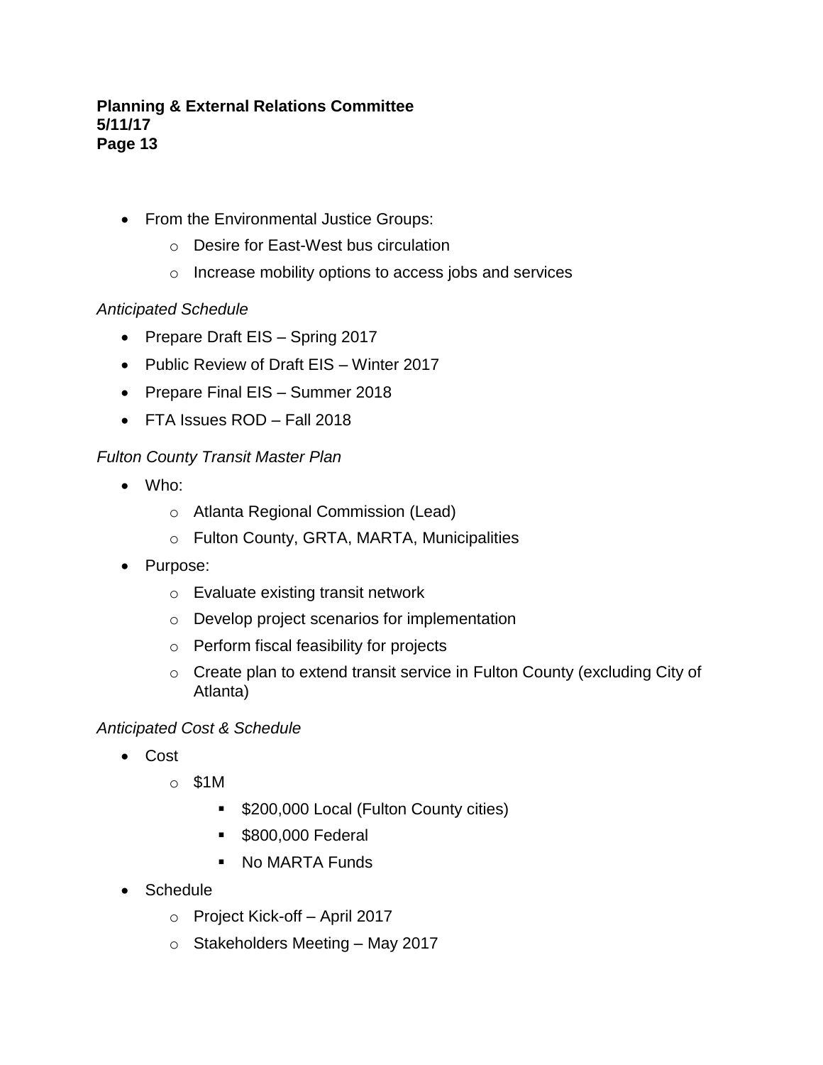- From the Environmental Justice Groups:
    - Desire for East-West bus circulation
    - Increase mobility options to access jobs and services

*Anticipated Schedule*

- Prepare Draft EIS – Spring 2017
- Public Review of Draft EIS – Winter 2017
- Prepare Final EIS – Summer 2018
- FTA Issues ROD – Fall 2018

*Fulton County Transit Master Plan*

- Who:
    - Atlanta Regional Commission (Lead)
    - Fulton County, GRTA, MARTA, Municipalities
- Purpose:
    - Evaluate existing transit network
    - Develop project scenarios for implementation
    - Perform fiscal feasibility for projects
    - Create plan to extend transit service in Fulton County (excluding City of Atlanta)

*Anticipated Cost & Schedule*

- Cost
    - $1M
        - $200,000 Local (Fulton County cities)
        - $800,000 Federal
        - No MARTA Funds
- Schedule
    - Project Kick-off – April 2017
    - Stakeholders Meeting – May 2017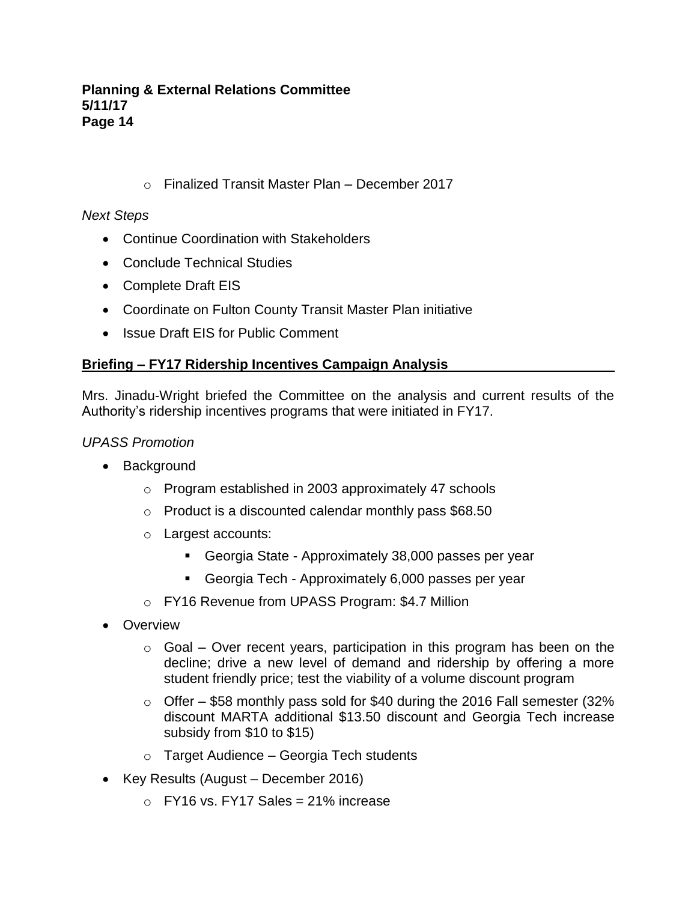- Finalized Transit Master Plan – December 2017

*Next Steps*

- Continue Coordination with Stakeholders
- Conclude Technical Studies
- Complete Draft EIS
- Coordinate on Fulton County Transit Master Plan initiative
- Issue Draft EIS for Public Comment

**Briefing – FY17 Ridership Incentives Campaign Analysis**

Mrs. Jinadu-Wright briefed the Committee on the analysis and current results of the Authority's ridership incentives programs that were initiated in FY17.

*UPASS Promotion*

- Background
  - Program established in 2003 approximately 47 schools
  - Product is a discounted calendar monthly pass $68.50
  - Largest accounts:
    - Georgia State - Approximately 38,000 passes per year
    - Georgia Tech - Approximately 6,000 passes per year
  - FY16 Revenue from UPASS Program: $4.7 Million
- Overview
  - Goal – Over recent years, participation in this program has been on the decline; drive a new level of demand and ridership by offering a more student friendly price; test the viability of a volume discount program
  - Offer – $58 monthly pass sold for $40 during the 2016 Fall semester (32% discount MARTA additional $13.50 discount and Georgia Tech increase subsidy from $10 to $15)
  - Target Audience – Georgia Tech students
- Key Results (August – December 2016)
  - FY16 vs. FY17 Sales = 21% increase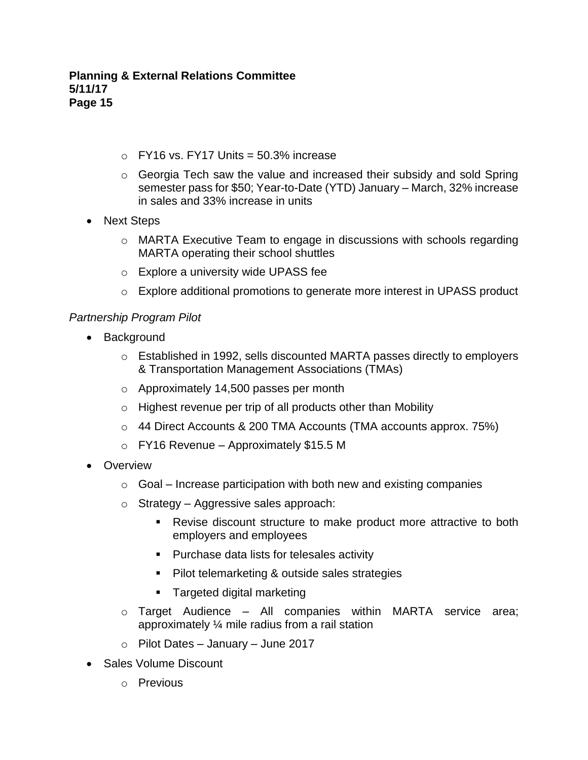- FY16 vs. FY17 Units = 50.3% increase
  - Georgia Tech saw the value and increased their subsidy and sold Spring semester pass for $50; Year-to-Date (YTD) January – March, 32% increase in sales and 33% increase in units
- Next Steps
  - MARTA Executive Team to engage in discussions with schools regarding MARTA operating their school shuttles
  - Explore a university wide UPASS fee
  - Explore additional promotions to generate more interest in UPASS product

*Partnership Program Pilot*

- Background
  - Established in 1992, sells discounted MARTA passes directly to employers & Transportation Management Associations (TMAs)
  - Approximately 14,500 passes per month
  - Highest revenue per trip of all products other than Mobility
  - 44 Direct Accounts & 200 TMA Accounts (TMA accounts approx. 75%)
  - FY16 Revenue – Approximately $15.5 M
- Overview
  - Goal – Increase participation with both new and existing companies
  - Strategy – Aggressive sales approach:
    - Revise discount structure to make product more attractive to both employers and employees
    - Purchase data lists for telesales activity
    - Pilot telemarketing & outside sales strategies
    - Targeted digital marketing
  - Target Audience – All companies within MARTA service area; approximately ¼ mile radius from a rail station
  - Pilot Dates – January – June 2017
- Sales Volume Discount
  - Previous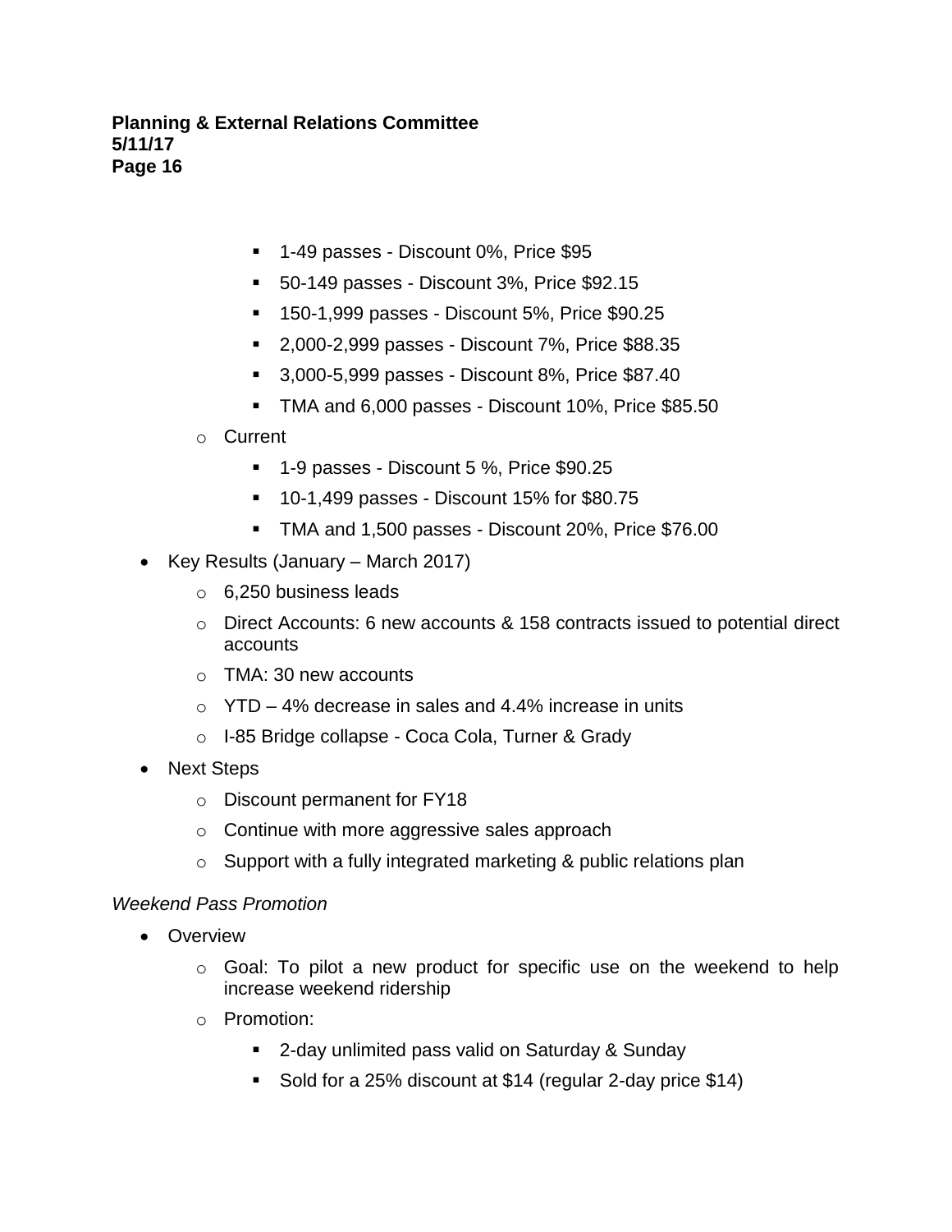- 1-49 passes - Discount 0%, Price $95
    - 50-149 passes - Discount 3%, Price $92.15
    - 150-1,999 passes - Discount 5%, Price $90.25
    - 2,000-2,999 passes - Discount 7%, Price $88.35
    - 3,000-5,999 passes - Discount 8%, Price $87.40
    - TMA and 6,000 passes - Discount 10%, Price $85.50
  - Current
    - 1-9 passes - Discount 5 %, Price $90.25
    - 10-1,499 passes - Discount 15% for $80.75
    - TMA and 1,500 passes - Discount 20%, Price $76.00
- Key Results (January – March 2017)
  - 6,250 business leads
  - Direct Accounts: 6 new accounts & 158 contracts issued to potential direct accounts
  - TMA: 30 new accounts
  - YTD – 4% decrease in sales and 4.4% increase in units
  - I-85 Bridge collapse - Coca Cola, Turner & Grady
- Next Steps
  - Discount permanent for FY18
  - Continue with more aggressive sales approach
  - Support with a fully integrated marketing & public relations plan

*Weekend Pass Promotion*

- Overview
  - Goal: To pilot a new product for specific use on the weekend to help increase weekend ridership
  - Promotion:
    - 2-day unlimited pass valid on Saturday & Sunday
    - Sold for a 25% discount at $14 (regular 2-day price $14)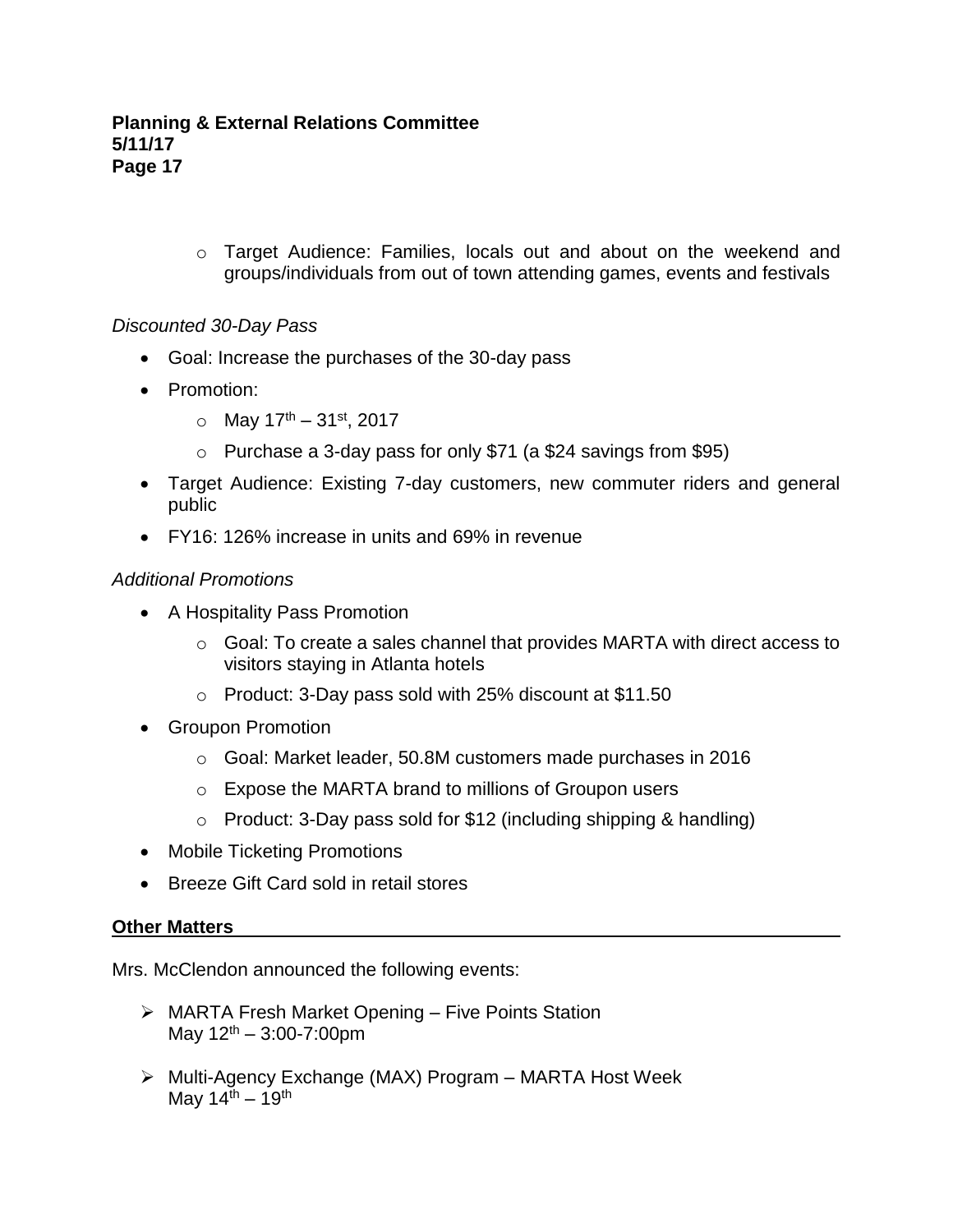- Target Audience: Families, locals out and about on the weekend and groups/individuals from out of town attending games, events and festivals

*Discounted 30-Day Pass*

- Goal: Increase the purchases of the 30-day pass
- Promotion:
  - May 17th – 31st, 2017
  - Purchase a 3-day pass for only $71 (a $24 savings from $95)
- Target Audience: Existing 7-day customers, new commuter riders and general public
- FY16: 126% increase in units and 69% in revenue

*Additional Promotions*

- A Hospitality Pass Promotion
  - Goal: To create a sales channel that provides MARTA with direct access to visitors staying in Atlanta hotels
  - Product: 3-Day pass sold with 25% discount at $11.50
- Groupon Promotion
  - Goal: Market leader, 50.8M customers made purchases in 2016
  - Expose the MARTA brand to millions of Groupon users
  - Product: 3-Day pass sold for $12 (including shipping & handling)
- Mobile Ticketing Promotions
- Breeze Gift Card sold in retail stores

**Other Matters**

Mrs. McClendon announced the following events:

- MARTA Fresh Market Opening – Five Points Station
  May 12th – 3:00-7:00pm

- Multi-Agency Exchange (MAX) Program – MARTA Host Week
  May 14th – 19th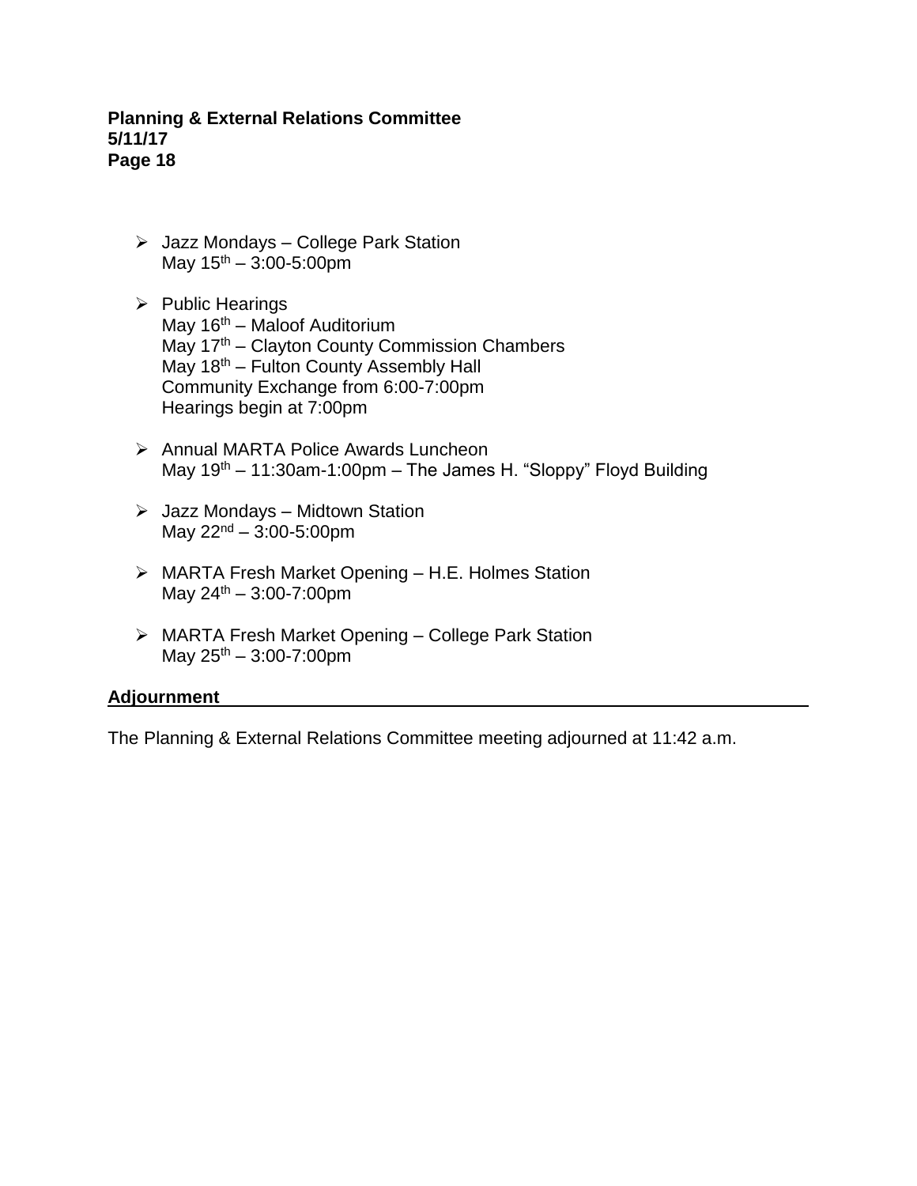- Jazz Mondays – College Park Station
  May 15th – 3:00-5:00pm

- Public Hearings
  May 16th – Maloof Auditorium
  May 17th – Clayton County Commission Chambers
  May 18th – Fulton County Assembly Hall
  Community Exchange from 6:00-7:00pm
  Hearings begin at 7:00pm

- Annual MARTA Police Awards Luncheon
  May 19th – 11:30am-1:00pm – The James H. "Sloppy" Floyd Building

- Jazz Mondays – Midtown Station
  May 22nd – 3:00-5:00pm

- MARTA Fresh Market Opening – H.E. Holmes Station
  May 24th – 3:00-7:00pm

- MARTA Fresh Market Opening – College Park Station
  May 25th – 3:00-7:00pm

**Adjournment**

The Planning & External Relations Committee meeting adjourned at 11:42 a.m.